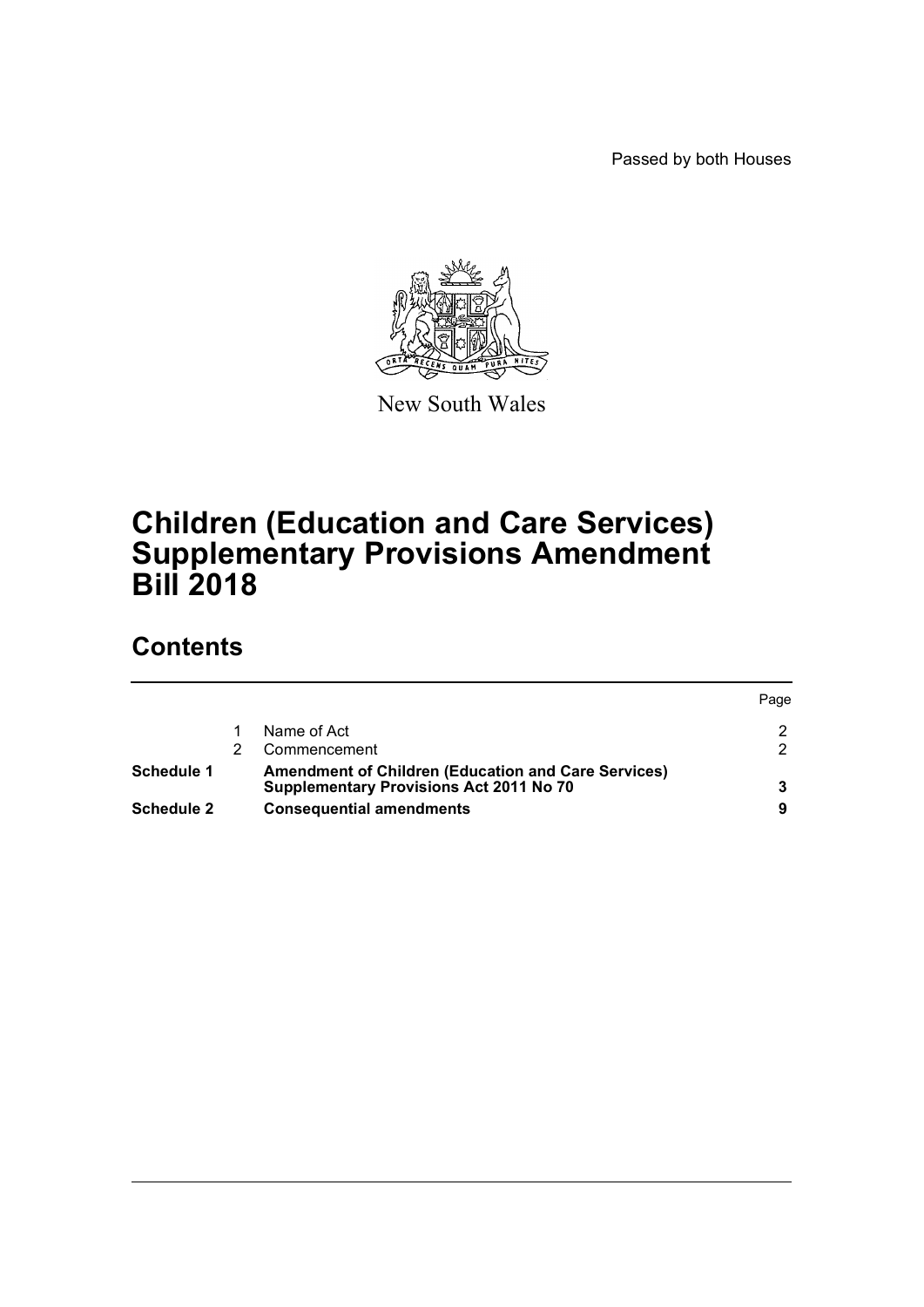Passed by both Houses

New South Wales

# Children (Education and Care Services) Supplementary Provisions Amendment Bill 2018

## Contents

| | | | Page |
|---|---|---|---|
| | 1 | Name of Act | 2 |
| | 2 | Commencement | 2 |
| **Schedule 1** | | **Amendment of Children (Education and Care Services) Supplementary Provisions Act 2011 No 70** | **3** |
| **Schedule 2** | | **Consequential amendments** | **9** |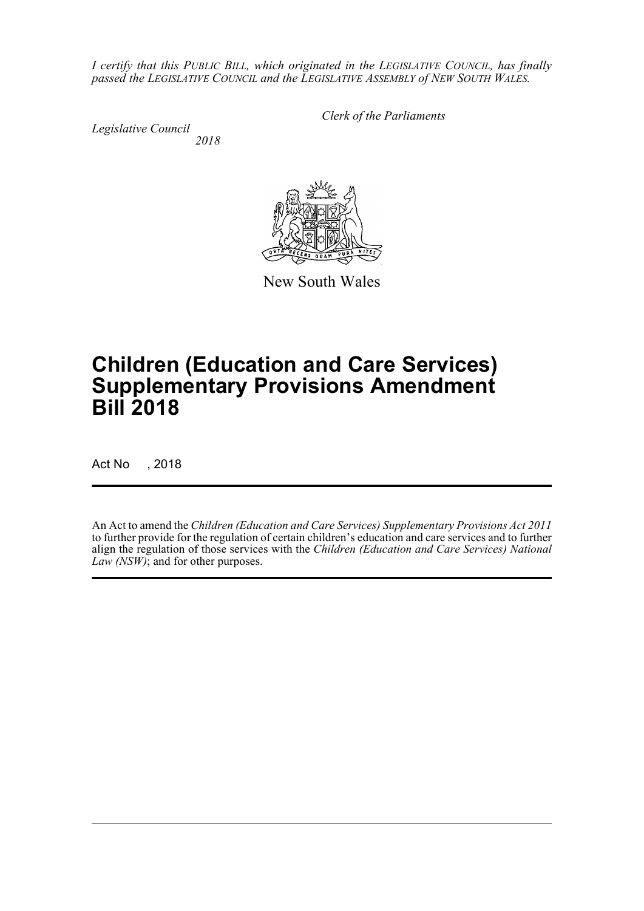*I certify that this PUBLIC BILL, which originated in the LEGISLATIVE COUNCIL, has finally passed the LEGISLATIVE COUNCIL and the LEGISLATIVE ASSEMBLY of NEW SOUTH WALES.*

*Clerk of the Parliaments*

*Legislative Council*
*2018*

New South Wales

# Children (Education and Care Services) Supplementary Provisions Amendment Bill 2018

Act No , 2018

An Act to amend the *Children (Education and Care Services) Supplementary Provisions Act 2011* to further provide for the regulation of certain children's education and care services and to further align the regulation of those services with the *Children (Education and Care Services) National Law (NSW)*; and for other purposes.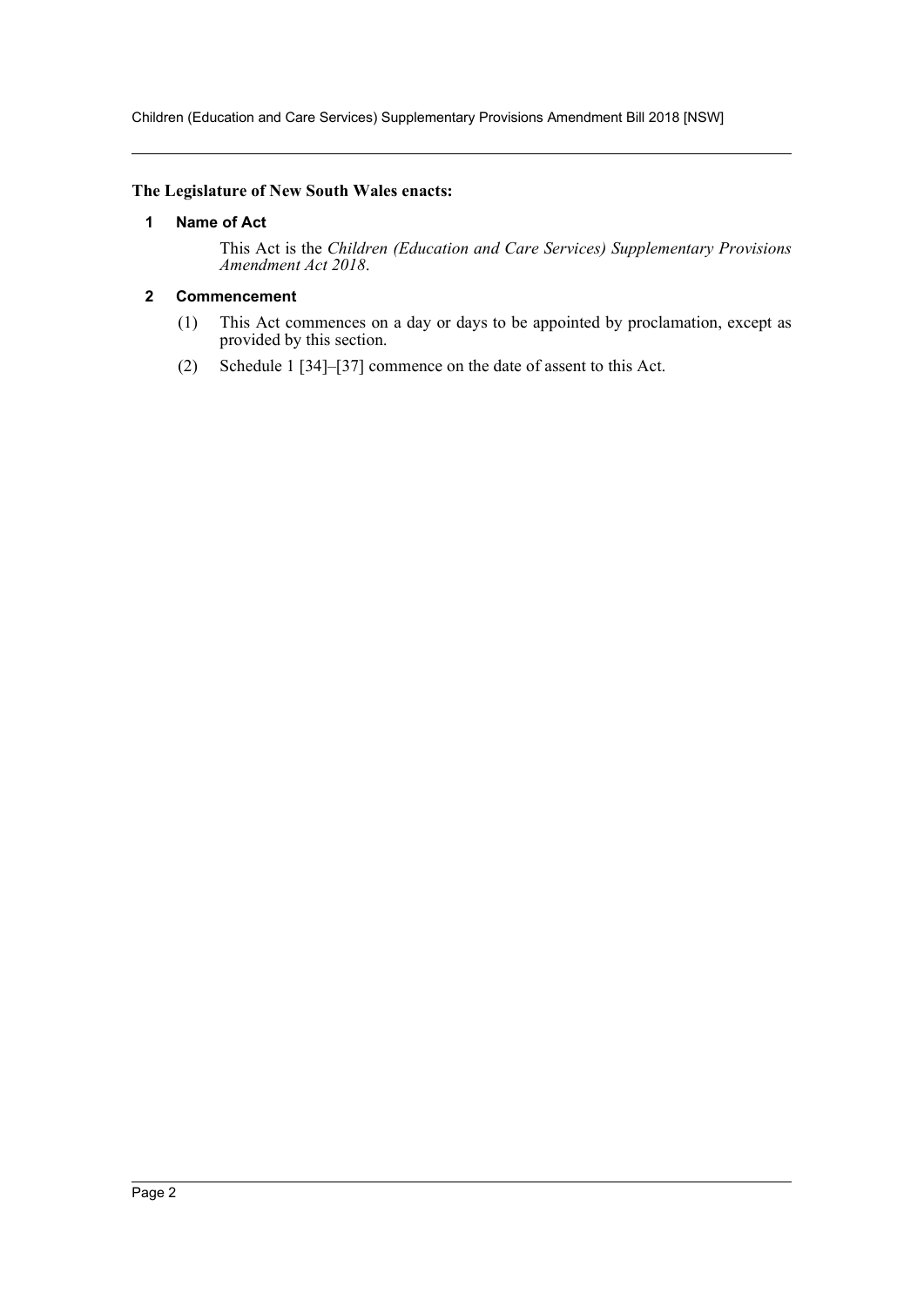**The Legislature of New South Wales enacts:**

### 1 Name of Act

This Act is the *Children (Education and Care Services) Supplementary Provisions Amendment Act 2018*.

### 2 Commencement

(1) This Act commences on a day or days to be appointed by proclamation, except as provided by this section.

(2) Schedule 1 [34]–[37] commence on the date of assent to this Act.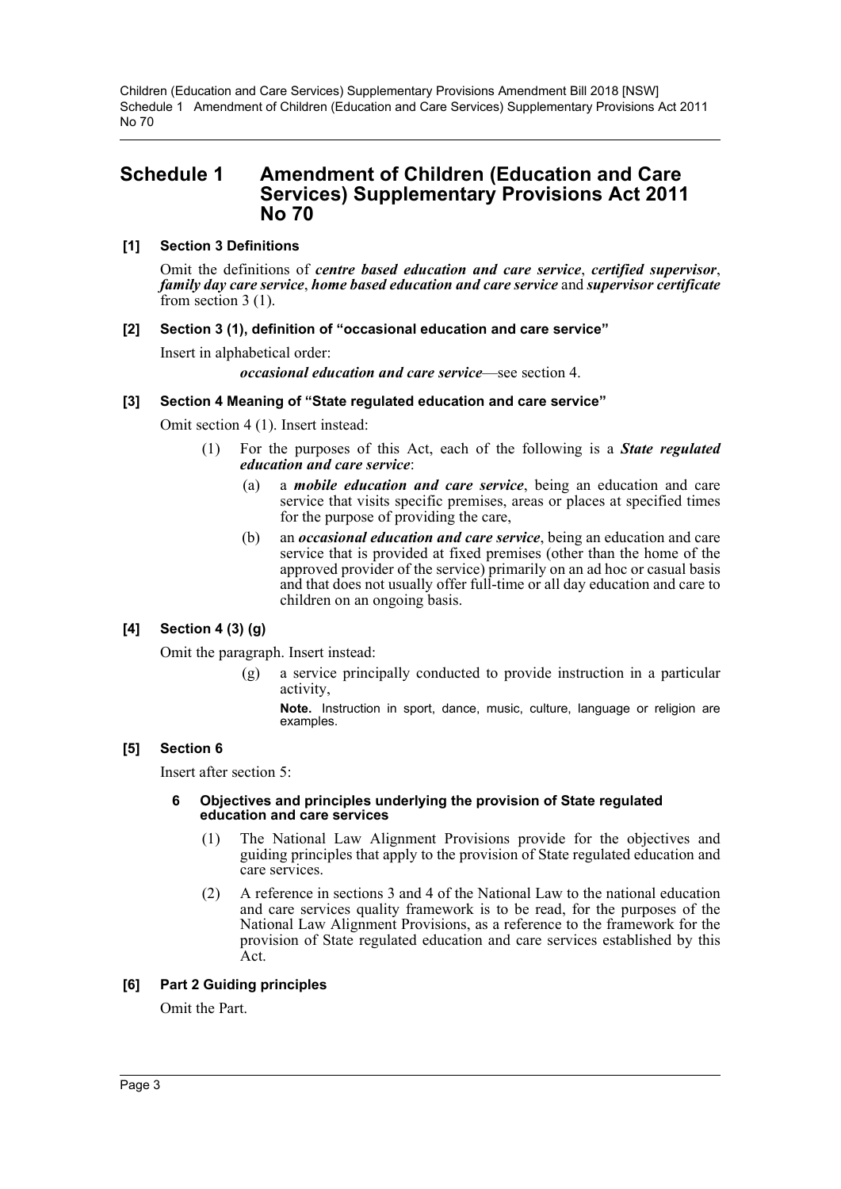# Schedule 1 Amendment of Children (Education and Care Services) Supplementary Provisions Act 2011 No 70

### [1] Section 3 Definitions

Omit the definitions of ***centre based education and care service***, ***certified supervisor***, ***family day care service***, ***home based education and care service*** and ***supervisor certificate*** from section 3 (1).

### [2] Section 3 (1), definition of "occasional education and care service"

Insert in alphabetical order:

> ***occasional education and care service***—see section 4.

### [3] Section 4 Meaning of "State regulated education and care service"

Omit section 4 (1). Insert instead:

> (1) For the purposes of this Act, each of the following is a ***State regulated education and care service***:
>
> (a) a ***mobile education and care service***, being an education and care service that visits specific premises, areas or places at specified times for the purpose of providing the care,
>
> (b) an ***occasional education and care service***, being an education and care service that is provided at fixed premises (other than the home of the approved provider of the service) primarily on an ad hoc or casual basis and that does not usually offer full-time or all day education and care to children on an ongoing basis.

### [4] Section 4 (3) (g)

Omit the paragraph. Insert instead:

> (g) a service principally conducted to provide instruction in a particular activity,
>
> **Note.** Instruction in sport, dance, music, culture, language or religion are examples.

### [5] Section 6

Insert after section 5:

> **6 Objectives and principles underlying the provision of State regulated education and care services**
>
> (1) The National Law Alignment Provisions provide for the objectives and guiding principles that apply to the provision of State regulated education and care services.
>
> (2) A reference in sections 3 and 4 of the National Law to the national education and care services quality framework is to be read, for the purposes of the National Law Alignment Provisions, as a reference to the framework for the provision of State regulated education and care services established by this Act.

### [6] Part 2 Guiding principles

Omit the Part.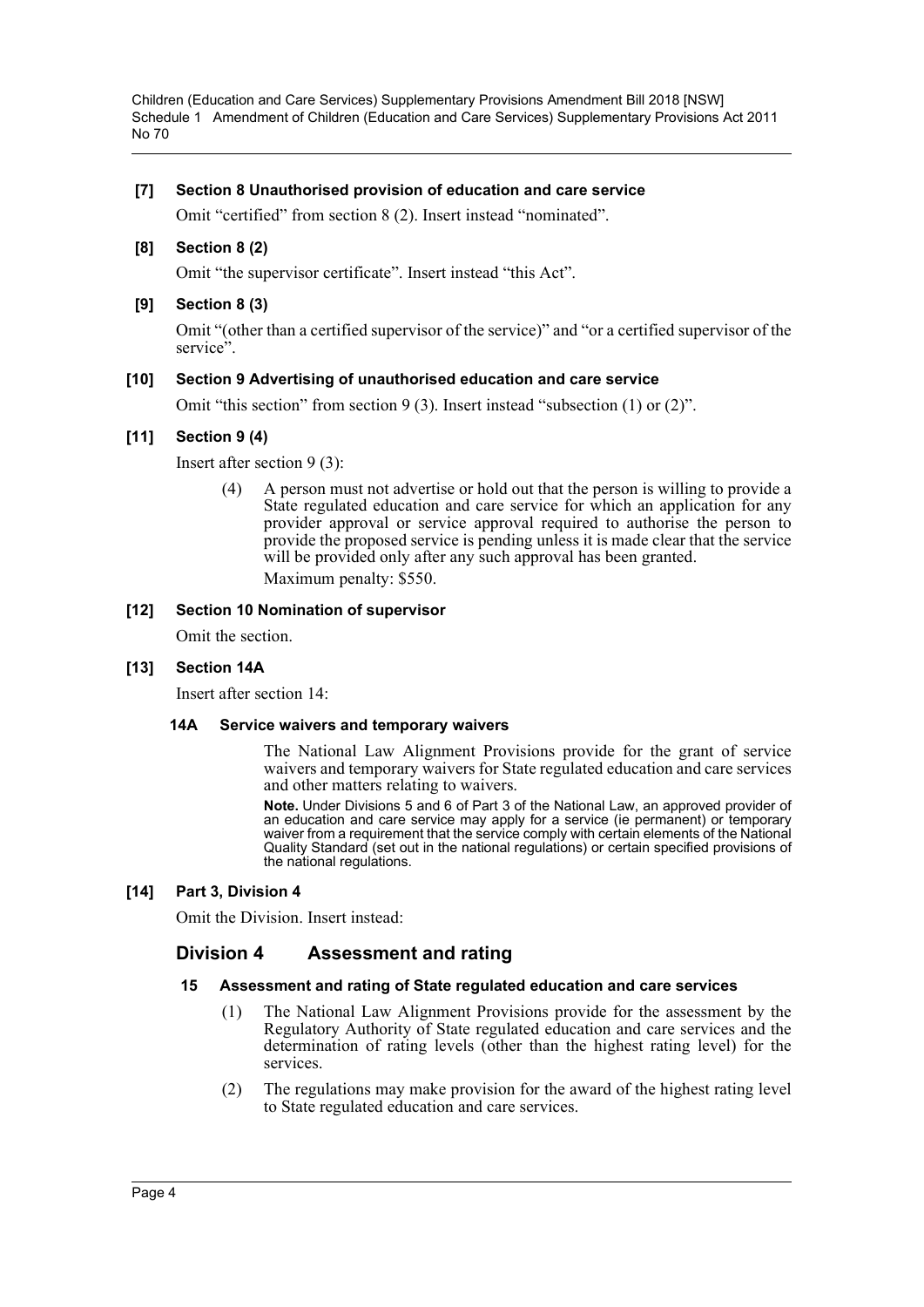**[7] Section 8 Unauthorised provision of education and care service**

Omit "certified" from section 8 (2). Insert instead "nominated".

**[8] Section 8 (2)**

Omit "the supervisor certificate". Insert instead "this Act".

**[9] Section 8 (3)**

Omit "(other than a certified supervisor of the service)" and "or a certified supervisor of the service".

**[10] Section 9 Advertising of unauthorised education and care service**

Omit "this section" from section 9 (3). Insert instead "subsection (1) or (2)".

**[11] Section 9 (4)**

Insert after section 9 (3):

> (4) A person must not advertise or hold out that the person is willing to provide a State regulated education and care service for which an application for any provider approval or service approval required to authorise the person to provide the proposed service is pending unless it is made clear that the service will be provided only after any such approval has been granted.
>
> Maximum penalty: $550.

**[12] Section 10 Nomination of supervisor**

Omit the section.

**[13] Section 14A**

Insert after section 14:

> **14A Service waivers and temporary waivers**
>
> The National Law Alignment Provisions provide for the grant of service waivers and temporary waivers for State regulated education and care services and other matters relating to waivers.
>
> **Note.** Under Divisions 5 and 6 of Part 3 of the National Law, an approved provider of an education and care service may apply for a service (ie permanent) or temporary waiver from a requirement that the service comply with certain elements of the National Quality Standard (set out in the national regulations) or certain specified provisions of the national regulations.

**[14] Part 3, Division 4**

Omit the Division. Insert instead:

## Division 4 Assessment and rating

**15 Assessment and rating of State regulated education and care services**

(1) The National Law Alignment Provisions provide for the assessment by the Regulatory Authority of State regulated education and care services and the determination of rating levels (other than the highest rating level) for the services.

(2) The regulations may make provision for the award of the highest rating level to State regulated education and care services.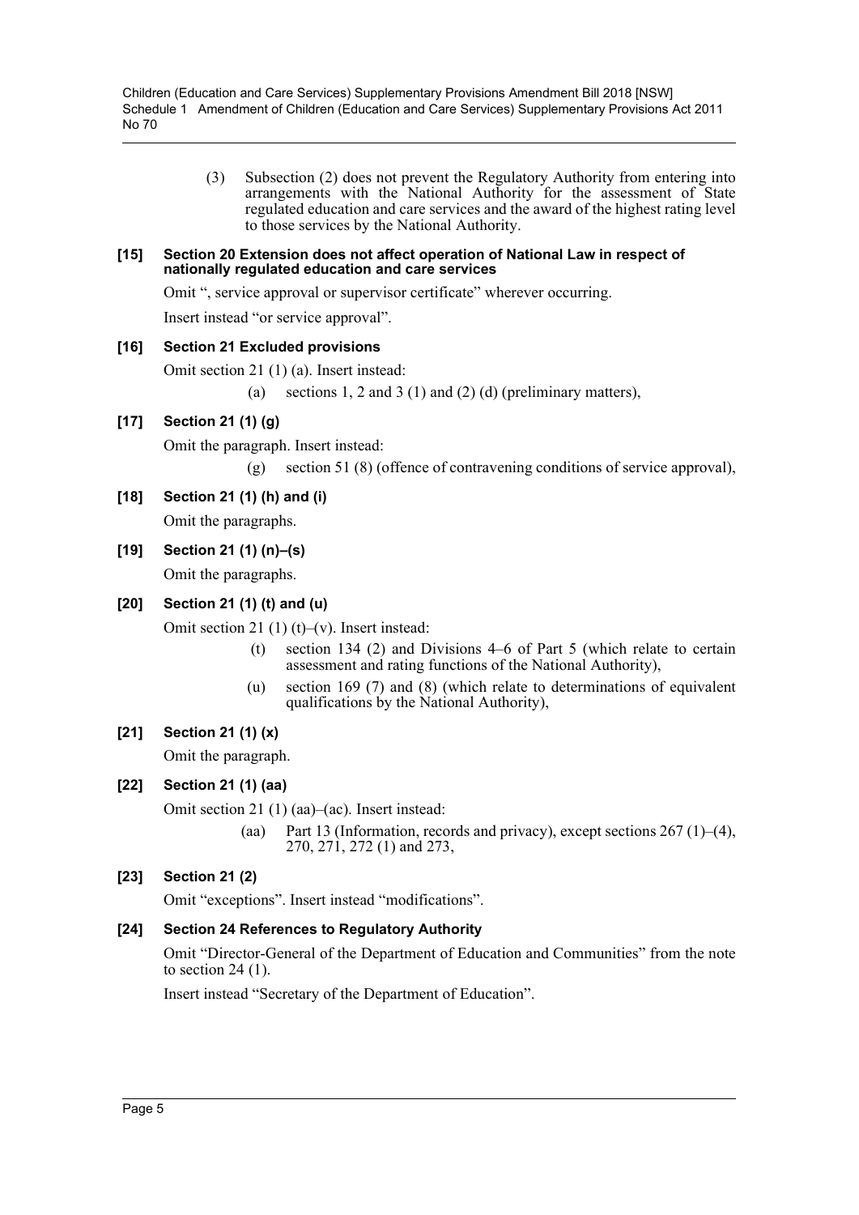(3) Subsection (2) does not prevent the Regulatory Authority from entering into arrangements with the National Authority for the assessment of State regulated education and care services and the award of the highest rating level to those services by the National Authority.

**[15] Section 20 Extension does not affect operation of National Law in respect of nationally regulated education and care services**

Omit ", service approval or supervisor certificate" wherever occurring.

Insert instead "or service approval".

**[16] Section 21 Excluded provisions**

Omit section 21 (1) (a). Insert instead:

(a) sections 1, 2 and 3 (1) and (2) (d) (preliminary matters),

**[17] Section 21 (1) (g)**

Omit the paragraph. Insert instead:

(g) section 51 (8) (offence of contravening conditions of service approval),

**[18] Section 21 (1) (h) and (i)**

Omit the paragraphs.

**[19] Section 21 (1) (n)–(s)**

Omit the paragraphs.

**[20] Section 21 (1) (t) and (u)**

Omit section 21 (1) (t)–(v). Insert instead:

(t) section 134 (2) and Divisions 4–6 of Part 5 (which relate to certain assessment and rating functions of the National Authority),

(u) section 169 (7) and (8) (which relate to determinations of equivalent qualifications by the National Authority),

**[21] Section 21 (1) (x)**

Omit the paragraph.

**[22] Section 21 (1) (aa)**

Omit section 21 (1) (aa)–(ac). Insert instead:

(aa) Part 13 (Information, records and privacy), except sections 267 (1)–(4), 270, 271, 272 (1) and 273,

**[23] Section 21 (2)**

Omit "exceptions". Insert instead "modifications".

**[24] Section 24 References to Regulatory Authority**

Omit "Director-General of the Department of Education and Communities" from the note to section 24 (1).

Insert instead "Secretary of the Department of Education".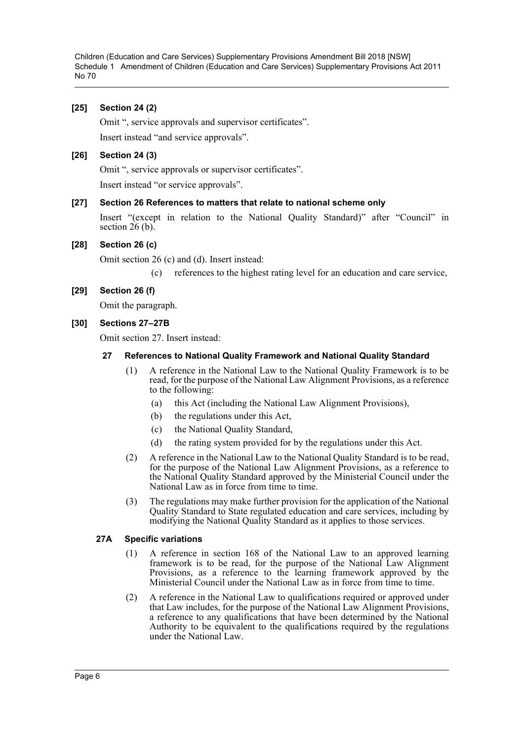**[25] Section 24 (2)**

Omit ", service approvals and supervisor certificates".

Insert instead "and service approvals".

**[26] Section 24 (3)**

Omit ", service approvals or supervisor certificates".

Insert instead "or service approvals".

**[27] Section 26 References to matters that relate to national scheme only**

Insert "(except in relation to the National Quality Standard)" after "Council" in section 26 (b).

**[28] Section 26 (c)**

Omit section 26 (c) and (d). Insert instead:

> (c) references to the highest rating level for an education and care service,

**[29] Section 26 (f)**

Omit the paragraph.

**[30] Sections 27–27B**

Omit section 27. Insert instead:

**27 References to National Quality Framework and National Quality Standard**

(1) A reference in the National Law to the National Quality Framework is to be read, for the purpose of the National Law Alignment Provisions, as a reference to the following:

- (a) this Act (including the National Law Alignment Provisions),
- (b) the regulations under this Act,
- (c) the National Quality Standard,
- (d) the rating system provided for by the regulations under this Act.

(2) A reference in the National Law to the National Quality Standard is to be read, for the purpose of the National Law Alignment Provisions, as a reference to the National Quality Standard approved by the Ministerial Council under the National Law as in force from time to time.

(3) The regulations may make further provision for the application of the National Quality Standard to State regulated education and care services, including by modifying the National Quality Standard as it applies to those services.

**27A Specific variations**

(1) A reference in section 168 of the National Law to an approved learning framework is to be read, for the purpose of the National Law Alignment Provisions, as a reference to the learning framework approved by the Ministerial Council under the National Law as in force from time to time.

(2) A reference in the National Law to qualifications required or approved under that Law includes, for the purpose of the National Law Alignment Provisions, a reference to any qualifications that have been determined by the National Authority to be equivalent to the qualifications required by the regulations under the National Law.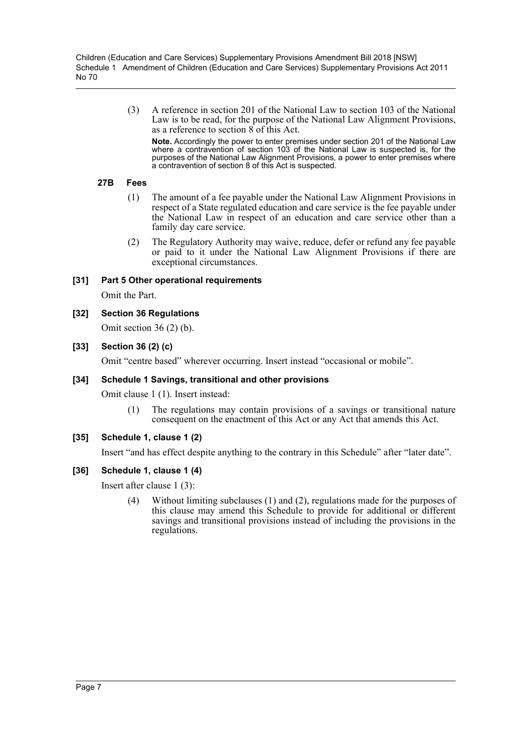(3) A reference in section 201 of the National Law to section 103 of the National Law is to be read, for the purpose of the National Law Alignment Provisions, as a reference to section 8 of this Act.

**Note.** Accordingly the power to enter premises under section 201 of the National Law where a contravention of section 103 of the National Law is suspected is, for the purposes of the National Law Alignment Provisions, a power to enter premises where a contravention of section 8 of this Act is suspected.

**27B Fees**

(1) The amount of a fee payable under the National Law Alignment Provisions in respect of a State regulated education and care service is the fee payable under the National Law in respect of an education and care service other than a family day care service.

(2) The Regulatory Authority may waive, reduce, defer or refund any fee payable or paid to it under the National Law Alignment Provisions if there are exceptional circumstances.

**[31] Part 5 Other operational requirements**

Omit the Part.

**[32] Section 36 Regulations**

Omit section 36 (2) (b).

**[33] Section 36 (2) (c)**

Omit "centre based" wherever occurring. Insert instead "occasional or mobile".

**[34] Schedule 1 Savings, transitional and other provisions**

Omit clause 1 (1). Insert instead:

(1) The regulations may contain provisions of a savings or transitional nature consequent on the enactment of this Act or any Act that amends this Act.

**[35] Schedule 1, clause 1 (2)**

Insert "and has effect despite anything to the contrary in this Schedule" after "later date".

**[36] Schedule 1, clause 1 (4)**

Insert after clause 1 (3):

(4) Without limiting subclauses (1) and (2), regulations made for the purposes of this clause may amend this Schedule to provide for additional or different savings and transitional provisions instead of including the provisions in the regulations.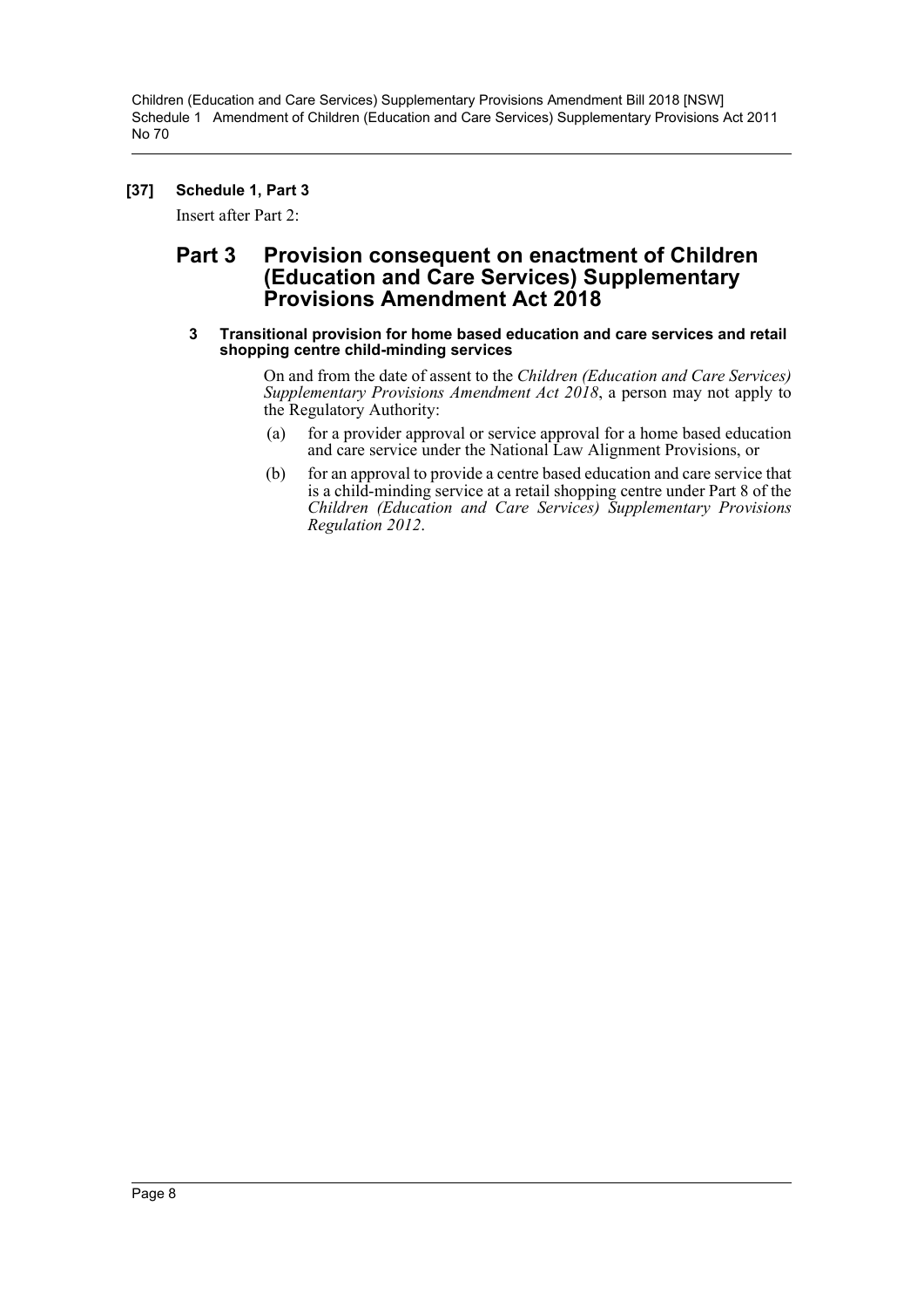**[37] Schedule 1, Part 3**

Insert after Part 2:

## Part 3 Provision consequent on enactment of Children (Education and Care Services) Supplementary Provisions Amendment Act 2018

#### 3 Transitional provision for home based education and care services and retail shopping centre child-minding services

On and from the date of assent to the *Children (Education and Care Services) Supplementary Provisions Amendment Act 2018*, a person may not apply to the Regulatory Authority:

(a) for a provider approval or service approval for a home based education and care service under the National Law Alignment Provisions, or

(b) for an approval to provide a centre based education and care service that is a child-minding service at a retail shopping centre under Part 8 of the *Children (Education and Care Services) Supplementary Provisions Regulation 2012*.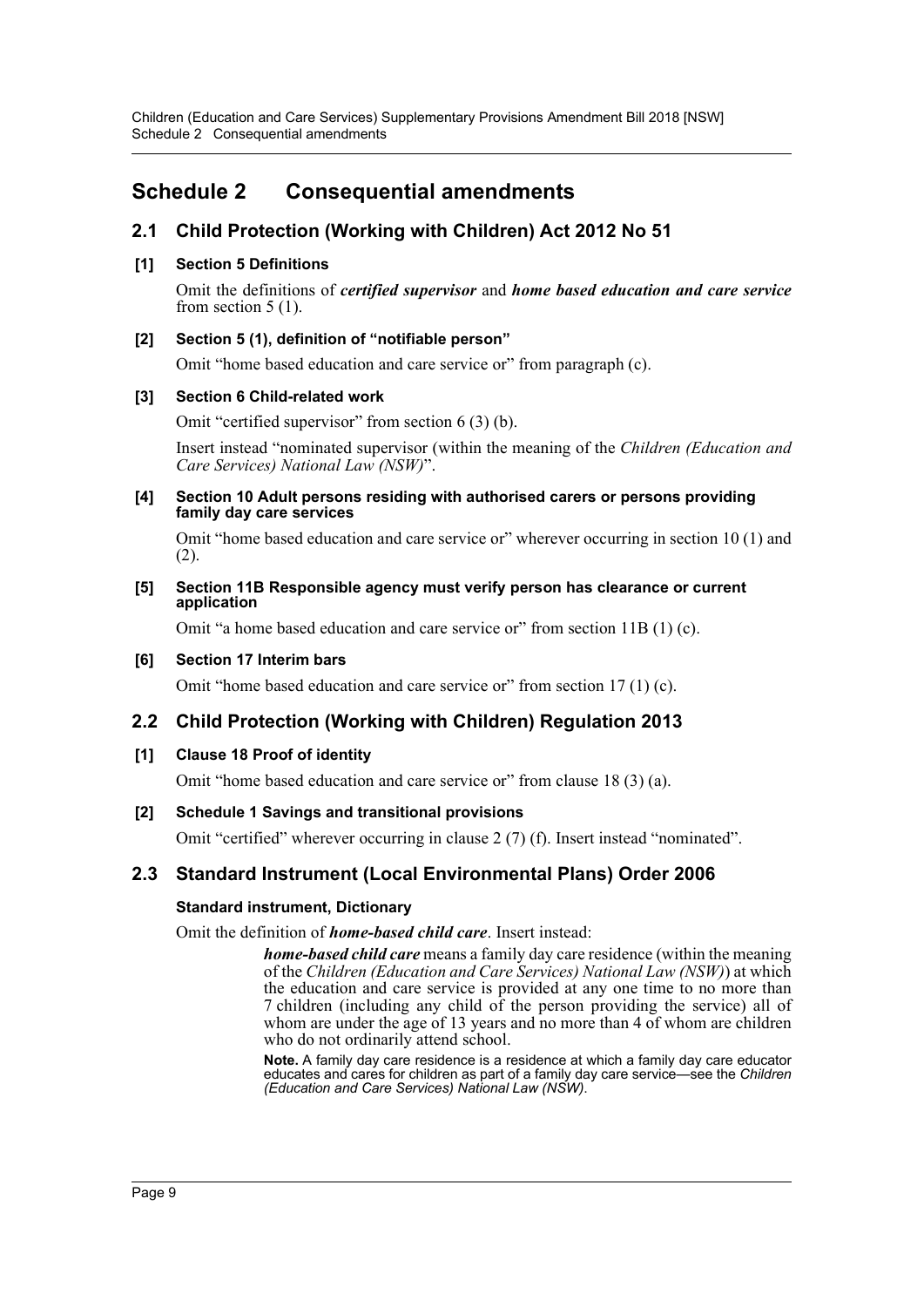# Schedule 2 Consequential amendments

## 2.1 Child Protection (Working with Children) Act 2012 No 51

### [1] Section 5 Definitions

Omit the definitions of ***certified supervisor*** and ***home based education and care service*** from section 5 (1).

### [2] Section 5 (1), definition of "notifiable person"

Omit "home based education and care service or" from paragraph (c).

### [3] Section 6 Child-related work

Omit "certified supervisor" from section 6 (3) (b).

Insert instead "nominated supervisor (within the meaning of the *Children (Education and Care Services) National Law (NSW)*".

### [4] Section 10 Adult persons residing with authorised carers or persons providing family day care services

Omit "home based education and care service or" wherever occurring in section 10 (1) and (2).

### [5] Section 11B Responsible agency must verify person has clearance or current application

Omit "a home based education and care service or" from section 11B (1) (c).

### [6] Section 17 Interim bars

Omit "home based education and care service or" from section 17 (1) (c).

## 2.2 Child Protection (Working with Children) Regulation 2013

### [1] Clause 18 Proof of identity

Omit "home based education and care service or" from clause 18 (3) (a).

### [2] Schedule 1 Savings and transitional provisions

Omit "certified" wherever occurring in clause 2 (7) (f). Insert instead "nominated".

## 2.3 Standard Instrument (Local Environmental Plans) Order 2006

### Standard instrument, Dictionary

Omit the definition of ***home-based child care***. Insert instead:

> ***home-based child care*** means a family day care residence (within the meaning of the *Children (Education and Care Services) National Law (NSW)*) at which the education and care service is provided at any one time to no more than 7 children (including any child of the person providing the service) all of whom are under the age of 13 years and no more than 4 of whom are children who do not ordinarily attend school.
>
> **Note.** A family day care residence is a residence at which a family day care educator educates and cares for children as part of a family day care service—see the *Children (Education and Care Services) National Law (NSW)*.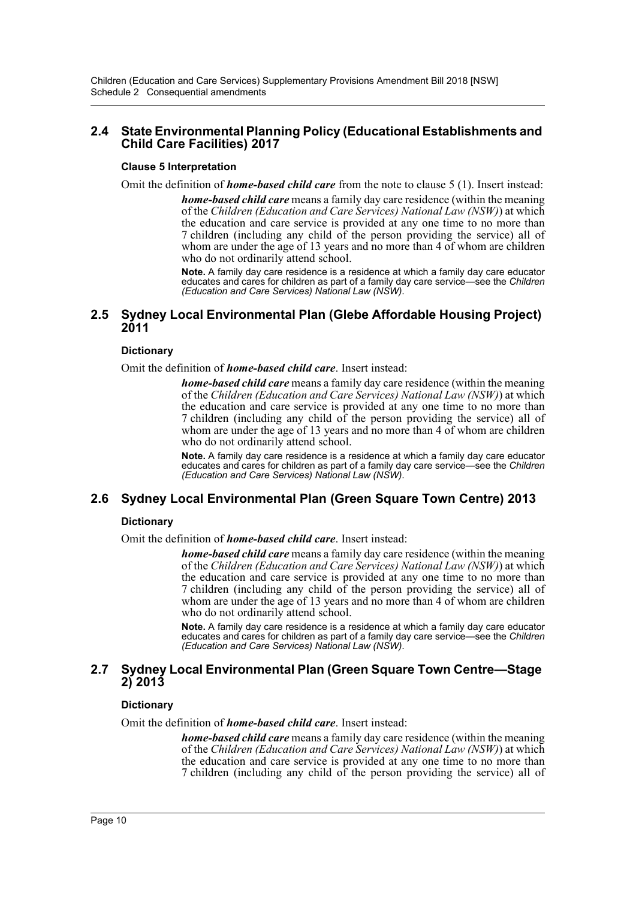## 2.4 State Environmental Planning Policy (Educational Establishments and Child Care Facilities) 2017

### Clause 5 Interpretation

Omit the definition of ***home-based child care*** from the note to clause 5 (1). Insert instead:

> ***home-based child care*** means a family day care residence (within the meaning of the *Children (Education and Care Services) National Law (NSW)*) at which the education and care service is provided at any one time to no more than 7 children (including any child of the person providing the service) all of whom are under the age of 13 years and no more than 4 of whom are children who do not ordinarily attend school.
>
> **Note.** A family day care residence is a residence at which a family day care educator educates and cares for children as part of a family day care service—see the *Children (Education and Care Services) National Law (NSW)*.

## 2.5 Sydney Local Environmental Plan (Glebe Affordable Housing Project) 2011

### Dictionary

Omit the definition of ***home-based child care***. Insert instead:

> ***home-based child care*** means a family day care residence (within the meaning of the *Children (Education and Care Services) National Law (NSW)*) at which the education and care service is provided at any one time to no more than 7 children (including any child of the person providing the service) all of whom are under the age of 13 years and no more than 4 of whom are children who do not ordinarily attend school.
>
> **Note.** A family day care residence is a residence at which a family day care educator educates and cares for children as part of a family day care service—see the *Children (Education and Care Services) National Law (NSW)*.

## 2.6 Sydney Local Environmental Plan (Green Square Town Centre) 2013

### Dictionary

Omit the definition of ***home-based child care***. Insert instead:

> ***home-based child care*** means a family day care residence (within the meaning of the *Children (Education and Care Services) National Law (NSW)*) at which the education and care service is provided at any one time to no more than 7 children (including any child of the person providing the service) all of whom are under the age of 13 years and no more than 4 of whom are children who do not ordinarily attend school.
>
> **Note.** A family day care residence is a residence at which a family day care educator educates and cares for children as part of a family day care service—see the *Children (Education and Care Services) National Law (NSW)*.

## 2.7 Sydney Local Environmental Plan (Green Square Town Centre—Stage 2) 2013

### Dictionary

Omit the definition of ***home-based child care***. Insert instead:

> ***home-based child care*** means a family day care residence (within the meaning of the *Children (Education and Care Services) National Law (NSW)*) at which the education and care service is provided at any one time to no more than 7 children (including any child of the person providing the service) all of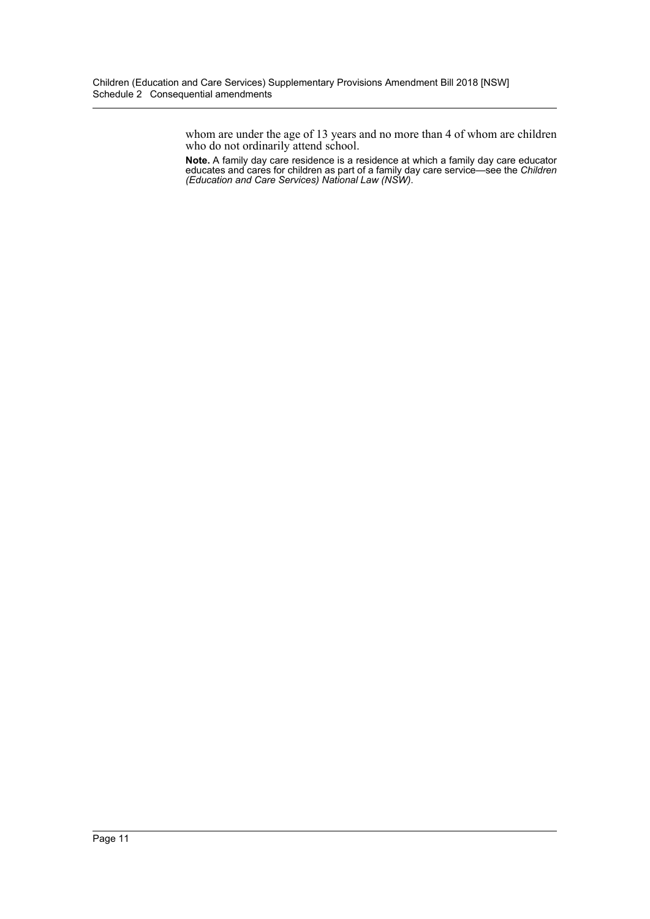whom are under the age of 13 years and no more than 4 of whom are children who do not ordinarily attend school.

**Note.** A family day care residence is a residence at which a family day care educator educates and cares for children as part of a family day care service—see the *Children (Education and Care Services) National Law (NSW)*.